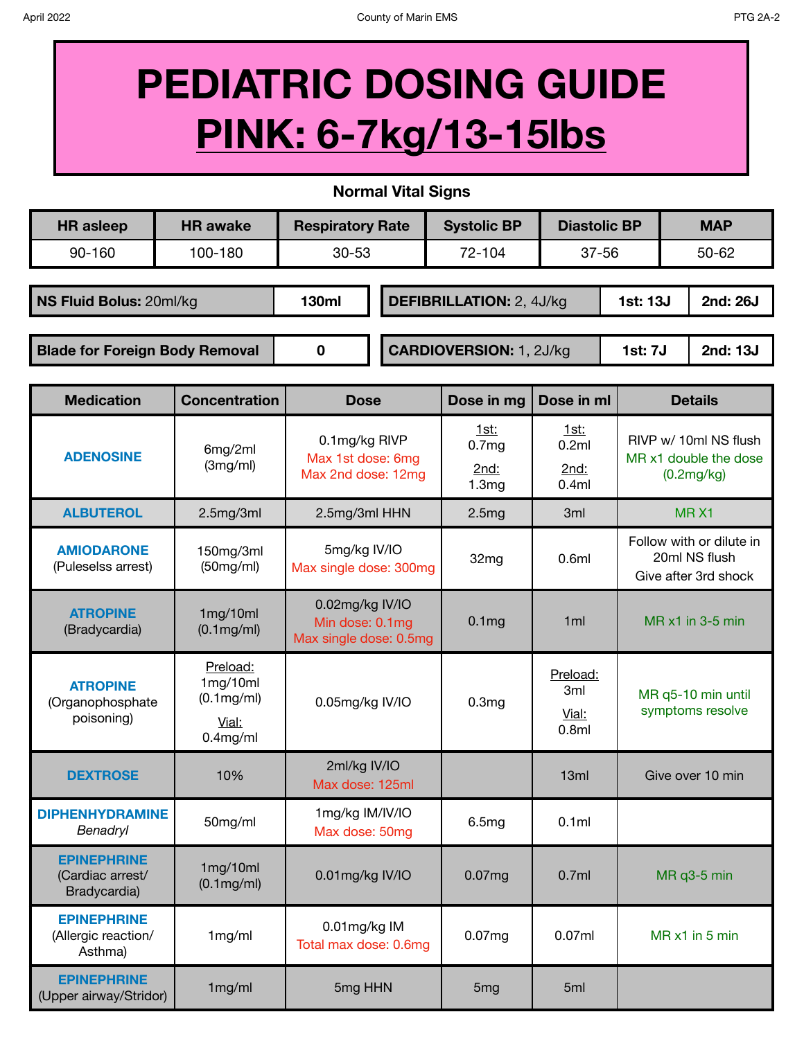# PEDIATRIC DOSING GUIDE

# PINK: 6-7kg/13-15lbs

### Normal Vital Signs

| HR asleep | HR awake | Respiratory Rate | Systolic BP | Diastolic BP | MAP |
|---|---|---|---|---|---|
| 90-160 | 100-180 | 30-53 | 72-104 | 37-56 | 50-62 |

| | |
|---|---|
| **NS Fluid Bolus:** 20ml/kg | **130ml** |
| **Blade for Foreign Body Removal** | **0** |

| | | |
|---|---|---|
| **DEFIBRILLATION:** 2, 4J/kg | **1st: 13J** | **2nd: 26J** |
| **CARDIOVERSION:** 1, 2J/kg | **1st: 7J** | **2nd: 13J** |

| Medication | Concentration | Dose | Dose in mg | Dose in ml | Details |
|---|---|---|---|---|---|
| **ADENOSINE** | 6mg/2ml (3mg/ml) | 0.1mg/kg RIVP<br>Max 1st dose: 6mg<br>Max 2nd dose: 12mg | 1st: 0.7mg<br>2nd: 1.3mg | 1st: 0.2ml<br>2nd: 0.4ml | RIVP w/ 10ml NS flush<br>MR x1 double the dose (0.2mg/kg) |
| **ALBUTEROL** | 2.5mg/3ml | 2.5mg/3ml HHN | 2.5mg | 3ml | MR X1 |
| **AMIODARONE** (Puleselss arrest) | 150mg/3ml (50mg/ml) | 5mg/kg IV/IO<br>Max single dose: 300mg | 32mg | 0.6ml | Follow with or dilute in 20ml NS flush<br>Give after 3rd shock |
| **ATROPINE** (Bradycardia) | 1mg/10ml (0.1mg/ml) | 0.02mg/kg IV/IO<br>Min dose: 0.1mg<br>Max single dose: 0.5mg | 0.1mg | 1ml | MR x1 in 3-5 min |
| **ATROPINE** (Organophosphate poisoning) | Preload: 1mg/10ml (0.1mg/ml)<br>Vial: 0.4mg/ml | 0.05mg/kg IV/IO | 0.3mg | Preload: 3ml<br>Vial: 0.8ml | MR q5-10 min until symptoms resolve |
| **DEXTROSE** | 10% | 2ml/kg IV/IO<br>Max dose: 125ml | | 13ml | Give over 10 min |
| **DIPHENHYDRAMINE** *Benadryl* | 50mg/ml | 1mg/kg IM/IV/IO<br>Max dose: 50mg | 6.5mg | 0.1ml | |
| **EPINEPHRINE** (Cardiac arrest/ Bradycardia) | 1mg/10ml (0.1mg/ml) | 0.01mg/kg IV/IO | 0.07mg | 0.7ml | MR q3-5 min |
| **EPINEPHRINE** (Allergic reaction/ Asthma) | 1mg/ml | 0.01mg/kg IM<br>Total max dose: 0.6mg | 0.07mg | 0.07ml | MR x1 in 5 min |
| **EPINEPHRINE** (Upper airway/Stridor) | 1mg/ml | 5mg HHN | 5mg | 5ml | |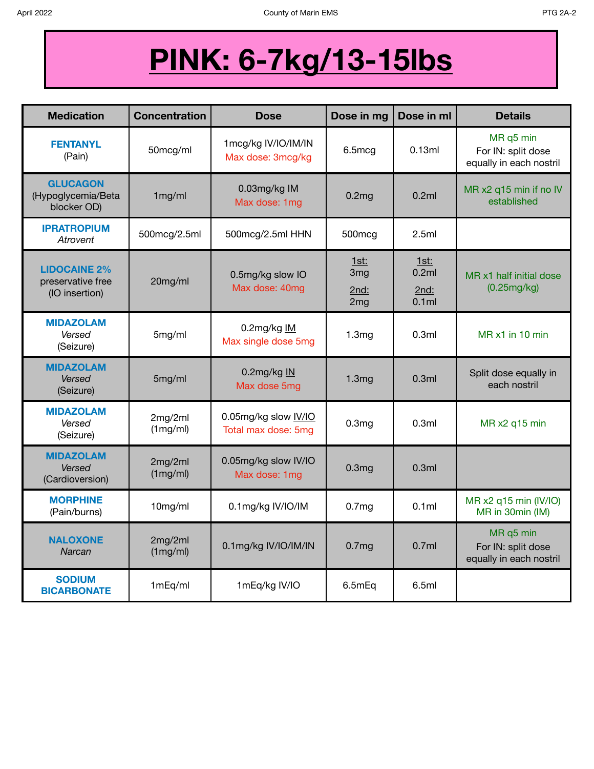# PINK: 6-7kg/13-15lbs

| Medication | Concentration | Dose | Dose in mg | Dose in ml | Details |
|---|---|---|---|---|---|
| **FENTANYL** (Pain) | 50mcg/ml | 1mcg/kg IV/IO/IM/IN Max dose: 3mcg/kg | 6.5mcg | 0.13ml | MR q5 min For IN: split dose equally in each nostril |
| **GLUCAGON** (Hypoglycemia/Beta blocker OD) | 1mg/ml | 0.03mg/kg IM Max dose: 1mg | 0.2mg | 0.2ml | MR x2 q15 min if no IV established |
| **IPRATROPIUM** *Atrovent* | 500mcg/2.5ml | 500mcg/2.5ml HHN | 500mcg | 2.5ml | |
| **LIDOCAINE 2%** preservative free (IO insertion) | 20mg/ml | 0.5mg/kg slow IO Max dose: 40mg | 1st: 3mg 2nd: 2mg | 1st: 0.2ml 2nd: 0.1ml | MR x1 half initial dose (0.25mg/kg) |
| **MIDAZOLAM** *Versed* (Seizure) | 5mg/ml | 0.2mg/kg IM Max single dose 5mg | 1.3mg | 0.3ml | MR x1 in 10 min |
| **MIDAZOLAM** *Versed* (Seizure) | 5mg/ml | 0.2mg/kg IN Max dose 5mg | 1.3mg | 0.3ml | Split dose equally in each nostril |
| **MIDAZOLAM** *Versed* (Seizure) | 2mg/2ml (1mg/ml) | 0.05mg/kg slow IV/IO Total max dose: 5mg | 0.3mg | 0.3ml | MR x2 q15 min |
| **MIDAZOLAM** *Versed* (Cardioversion) | 2mg/2ml (1mg/ml) | 0.05mg/kg slow IV/IO Max dose: 1mg | 0.3mg | 0.3ml | |
| **MORPHINE** (Pain/burns) | 10mg/ml | 0.1mg/kg IV/IO/IM | 0.7mg | 0.1ml | MR x2 q15 min (IV/IO) MR in 30min (IM) |
| **NALOXONE** *Narcan* | 2mg/2ml (1mg/ml) | 0.1mg/kg IV/IO/IM/IN | 0.7mg | 0.7ml | MR q5 min For IN: split dose equally in each nostril |
| **SODIUM BICARBONATE** | 1mEq/ml | 1mEq/kg IV/IO | 6.5mEq | 6.5ml | |